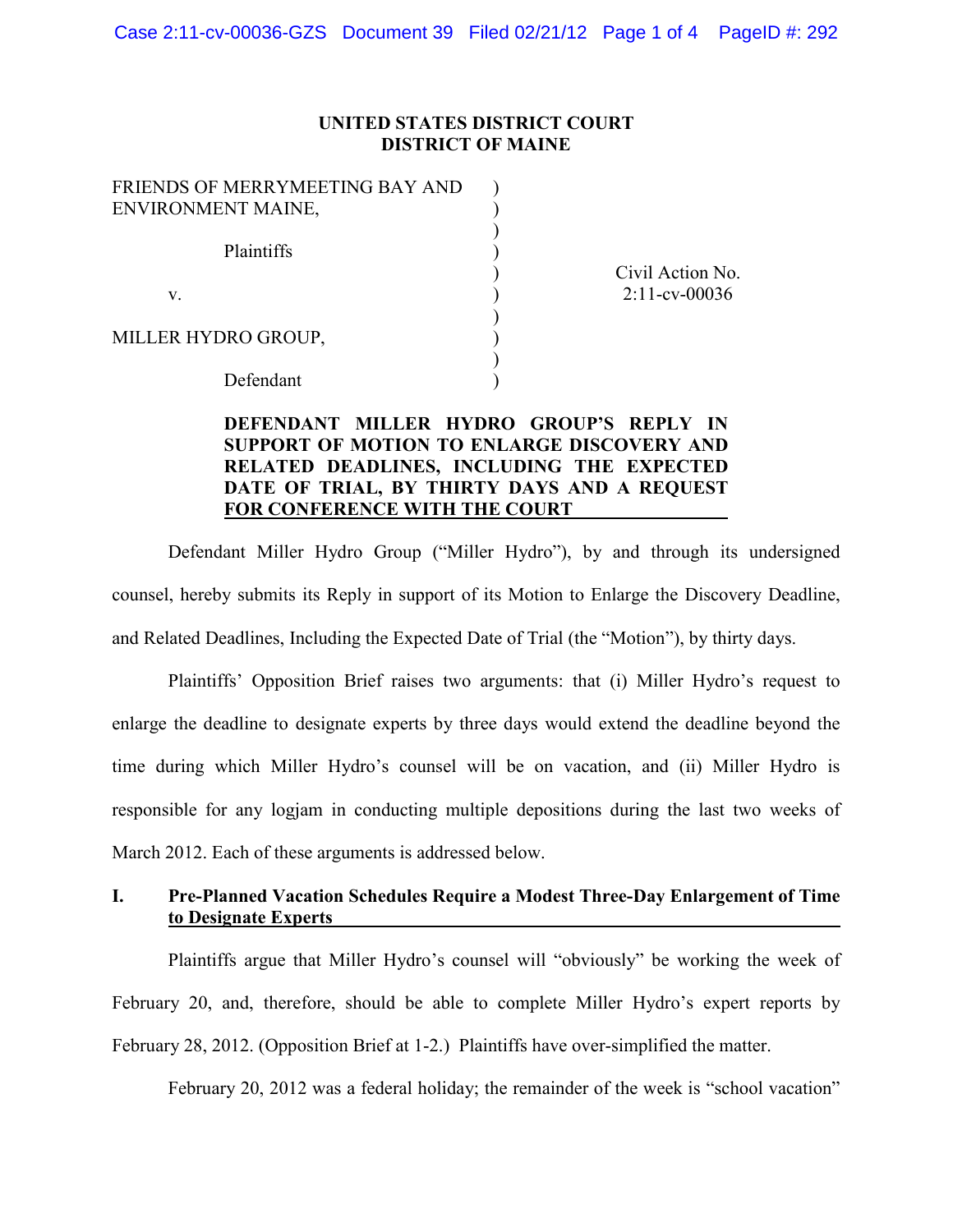**UNITED STATES DISTRICT COURT**
**DISTRICT OF MAINE**

FRIENDS OF MERRYMEETING BAY AND ENVIRONMENT MAINE,

Plaintiffs

v.

MILLER HYDRO GROUP,

Defendant

Civil Action No. 2:11-cv-00036

**DEFENDANT MILLER HYDRO GROUP'S REPLY IN SUPPORT OF MOTION TO ENLARGE DISCOVERY AND RELATED DEADLINES, INCLUDING THE EXPECTED DATE OF TRIAL, BY THIRTY DAYS AND A REQUEST FOR CONFERENCE WITH THE COURT**

Defendant Miller Hydro Group ("Miller Hydro"), by and through its undersigned counsel, hereby submits its Reply in support of its Motion to Enlarge the Discovery Deadline, and Related Deadlines, Including the Expected Date of Trial (the "Motion"), by thirty days.

Plaintiffs' Opposition Brief raises two arguments: that (i) Miller Hydro's request to enlarge the deadline to designate experts by three days would extend the deadline beyond the time during which Miller Hydro's counsel will be on vacation, and (ii) Miller Hydro is responsible for any logjam in conducting multiple depositions during the last two weeks of March 2012. Each of these arguments is addressed below.

## I. Pre-Planned Vacation Schedules Require a Modest Three-Day Enlargement of Time to Designate Experts

Plaintiffs argue that Miller Hydro's counsel will "obviously" be working the week of February 20, and, therefore, should be able to complete Miller Hydro's expert reports by February 28, 2012. (Opposition Brief at 1-2.) Plaintiffs have over-simplified the matter.

February 20, 2012 was a federal holiday; the remainder of the week is "school vacation"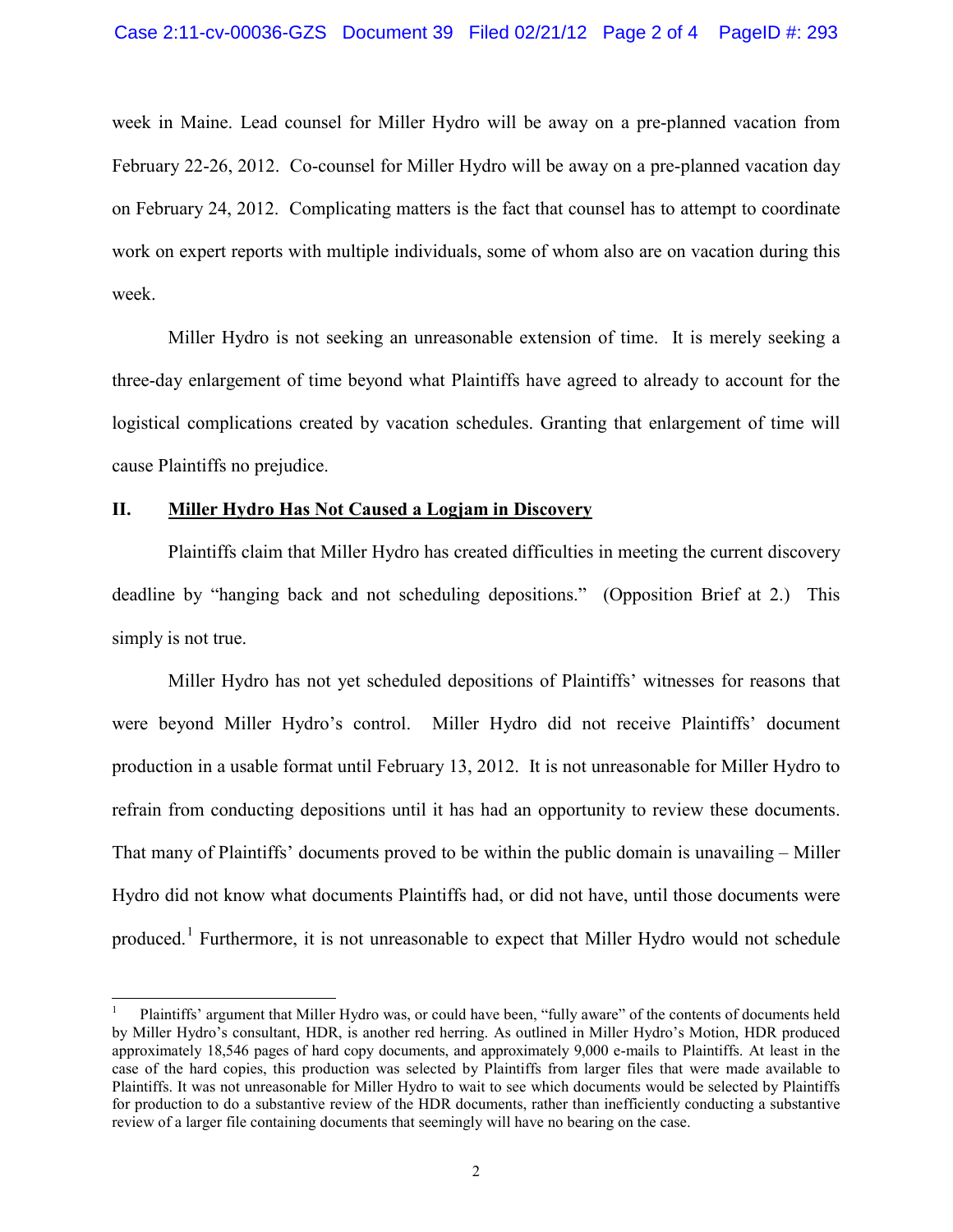week in Maine. Lead counsel for Miller Hydro will be away on a pre-planned vacation from February 22-26, 2012. Co-counsel for Miller Hydro will be away on a pre-planned vacation day on February 24, 2012. Complicating matters is the fact that counsel has to attempt to coordinate work on expert reports with multiple individuals, some of whom also are on vacation during this week.

Miller Hydro is not seeking an unreasonable extension of time. It is merely seeking a three-day enlargement of time beyond what Plaintiffs have agreed to already to account for the logistical complications created by vacation schedules. Granting that enlargement of time will cause Plaintiffs no prejudice.

## II. Miller Hydro Has Not Caused a Logjam in Discovery

Plaintiffs claim that Miller Hydro has created difficulties in meeting the current discovery deadline by "hanging back and not scheduling depositions." (Opposition Brief at 2.) This simply is not true.

Miller Hydro has not yet scheduled depositions of Plaintiffs' witnesses for reasons that were beyond Miller Hydro's control. Miller Hydro did not receive Plaintiffs' document production in a usable format until February 13, 2012. It is not unreasonable for Miller Hydro to refrain from conducting depositions until it has had an opportunity to review these documents. That many of Plaintiffs' documents proved to be within the public domain is unavailing – Miller Hydro did not know what documents Plaintiffs had, or did not have, until those documents were produced.[1] Furthermore, it is not unreasonable to expect that Miller Hydro would not schedule

[1] Plaintiffs' argument that Miller Hydro was, or could have been, "fully aware" of the contents of documents held by Miller Hydro's consultant, HDR, is another red herring. As outlined in Miller Hydro's Motion, HDR produced approximately 18,546 pages of hard copy documents, and approximately 9,000 e-mails to Plaintiffs. At least in the case of the hard copies, this production was selected by Plaintiffs from larger files that were made available to Plaintiffs. It was not unreasonable for Miller Hydro to wait to see which documents would be selected by Plaintiffs for production to do a substantive review of the HDR documents, rather than inefficiently conducting a substantive review of a larger file containing documents that seemingly will have no bearing on the case.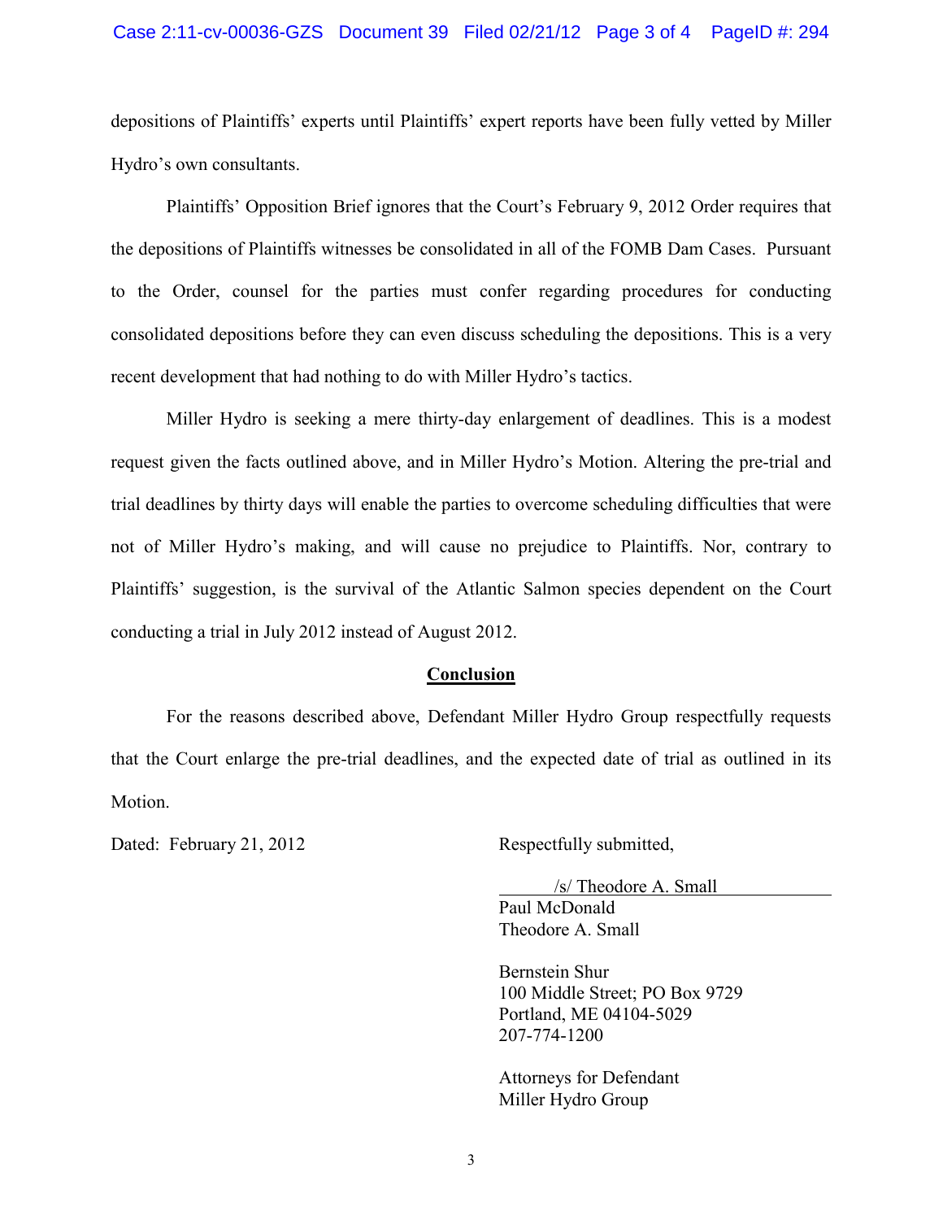depositions of Plaintiffs' experts until Plaintiffs' expert reports have been fully vetted by Miller Hydro's own consultants.

Plaintiffs' Opposition Brief ignores that the Court's February 9, 2012 Order requires that the depositions of Plaintiffs witnesses be consolidated in all of the FOMB Dam Cases. Pursuant to the Order, counsel for the parties must confer regarding procedures for conducting consolidated depositions before they can even discuss scheduling the depositions. This is a very recent development that had nothing to do with Miller Hydro's tactics.

Miller Hydro is seeking a mere thirty-day enlargement of deadlines. This is a modest request given the facts outlined above, and in Miller Hydro's Motion. Altering the pre-trial and trial deadlines by thirty days will enable the parties to overcome scheduling difficulties that were not of Miller Hydro's making, and will cause no prejudice to Plaintiffs. Nor, contrary to Plaintiffs' suggestion, is the survival of the Atlantic Salmon species dependent on the Court conducting a trial in July 2012 instead of August 2012.

## Conclusion

For the reasons described above, Defendant Miller Hydro Group respectfully requests that the Court enlarge the pre-trial deadlines, and the expected date of trial as outlined in its Motion.

Dated: February 21, 2012

Respectfully submitted,

/s/ Theodore A. Small
Paul McDonald
Theodore A. Small

Bernstein Shur
100 Middle Street; PO Box 9729
Portland, ME 04104-5029
207-774-1200

Attorneys for Defendant
Miller Hydro Group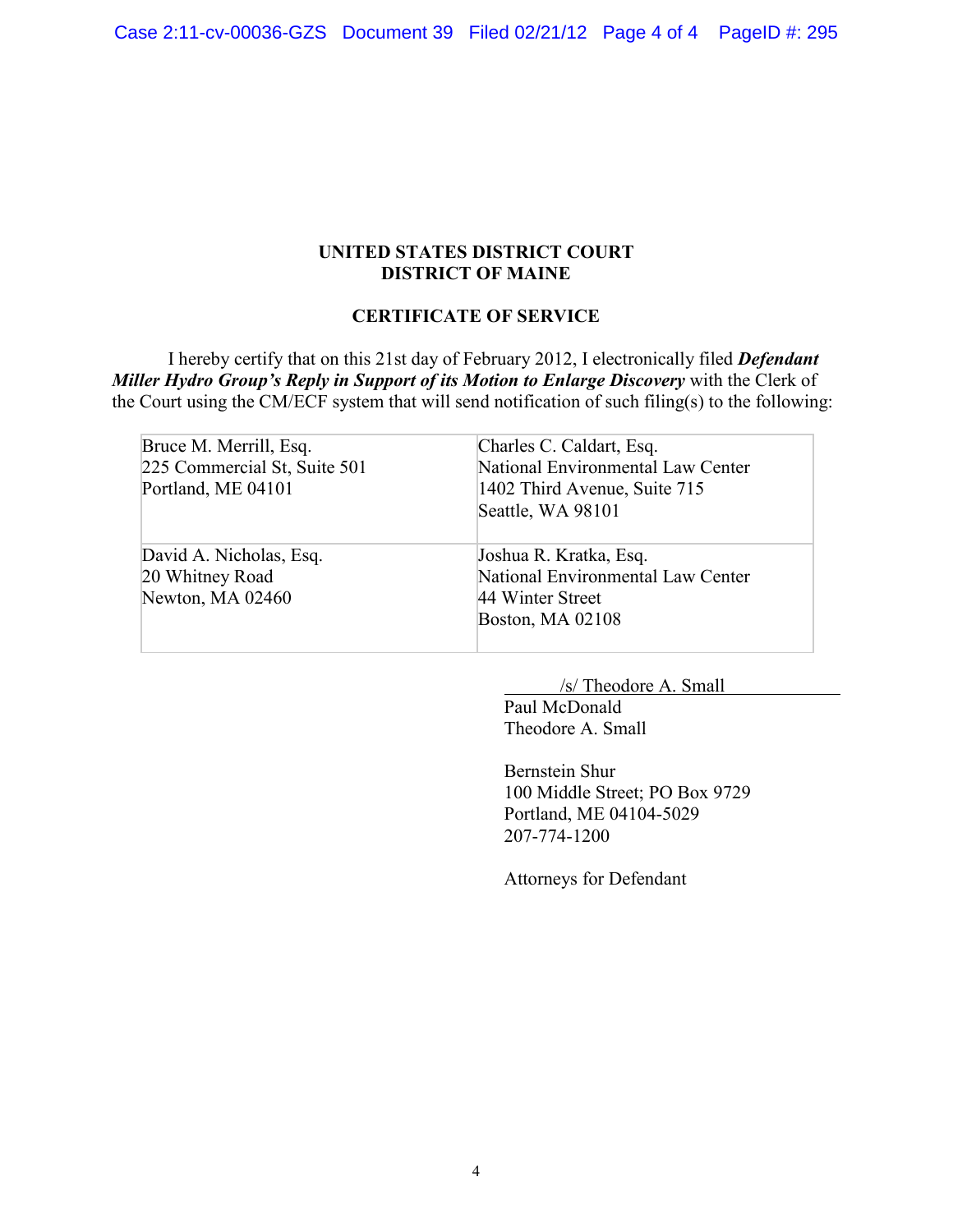**UNITED STATES DISTRICT COURT**
**DISTRICT OF MAINE**

**CERTIFICATE OF SERVICE**

I hereby certify that on this 21st day of February 2012, I electronically filed ***Defendant Miller Hydro Group's Reply in Support of its Motion to Enlarge Discovery*** with the Clerk of the Court using the CM/ECF system that will send notification of such filing(s) to the following:

| | |
|---|---|
| Bruce M. Merrill, Esq.<br>225 Commercial St, Suite 501<br>Portland, ME 04101 | Charles C. Caldart, Esq.<br>National Environmental Law Center<br>1402 Third Avenue, Suite 715<br>Seattle, WA 98101 |
| David A. Nicholas, Esq.<br>20 Whitney Road<br>Newton, MA 02460 | Joshua R. Kratka, Esq.<br>National Environmental Law Center<br>44 Winter Street<br>Boston, MA 02108 |

/s/ Theodore A. Small
Paul McDonald
Theodore A. Small

Bernstein Shur
100 Middle Street; PO Box 9729
Portland, ME 04104-5029
207-774-1200

Attorneys for Defendant